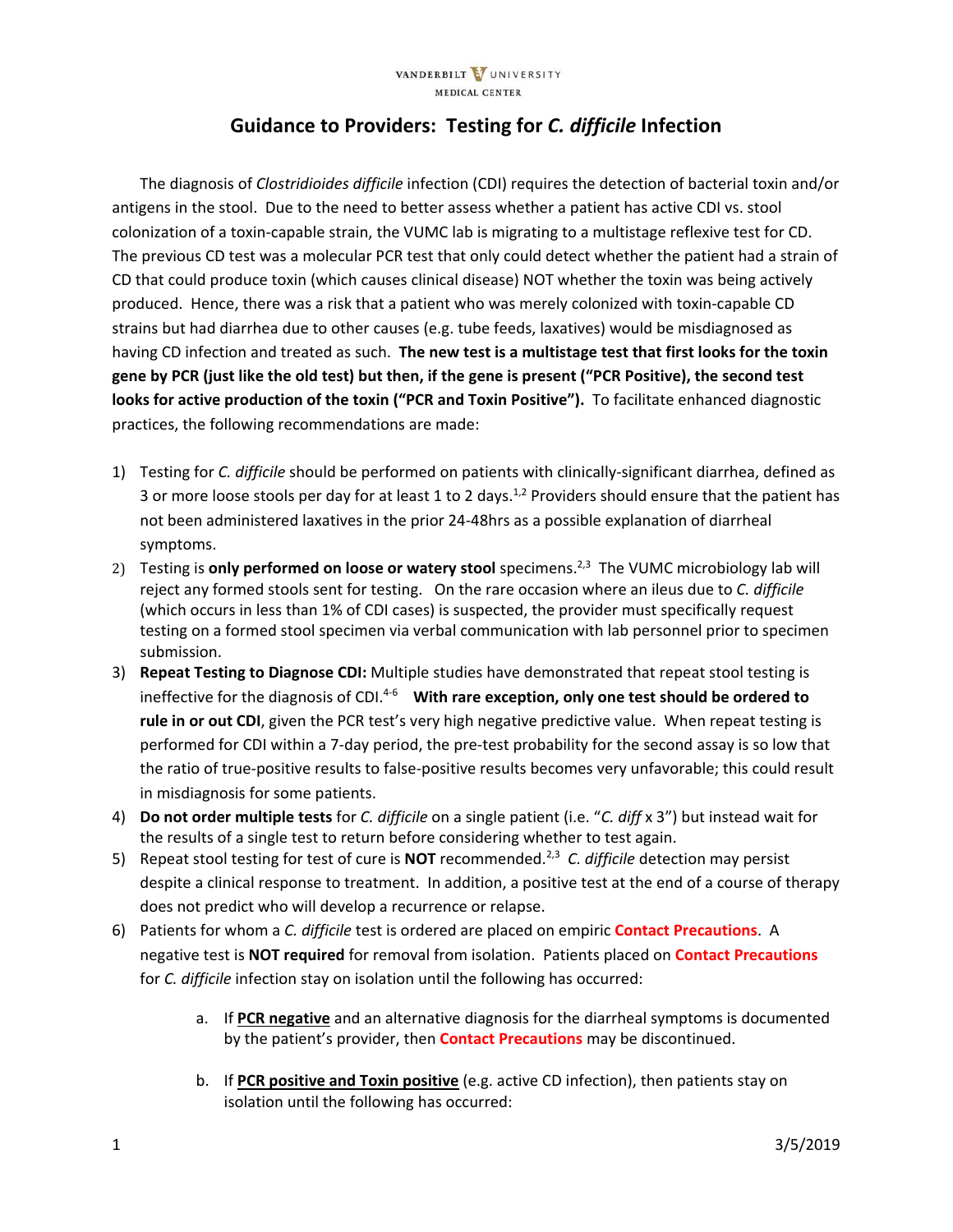VANDERBILT UNIVERSITY MEDICAL CENTER

# Guidance to Providers: Testing for *C. difficile* Infection

The diagnosis of *Clostridioides difficile* infection (CDI) requires the detection of bacterial toxin and/or antigens in the stool. Due to the need to better assess whether a patient has active CDI vs. stool colonization of a toxin-capable strain, the VUMC lab is migrating to a multistage reflexive test for CD. The previous CD test was a molecular PCR test that only could detect whether the patient had a strain of CD that could produce toxin (which causes clinical disease) NOT whether the toxin was being actively produced. Hence, there was a risk that a patient who was merely colonized with toxin-capable CD strains but had diarrhea due to other causes (e.g. tube feeds, laxatives) would be misdiagnosed as having CD infection and treated as such. **The new test is a multistage test that first looks for the toxin gene by PCR (just like the old test) but then, if the gene is present ("PCR Positive), the second test looks for active production of the toxin ("PCR and Toxin Positive").** To facilitate enhanced diagnostic practices, the following recommendations are made:

1) Testing for *C. difficile* should be performed on patients with clinically-significant diarrhea, defined as 3 or more loose stools per day for at least 1 to 2 days.[1,2] Providers should ensure that the patient has not been administered laxatives in the prior 24-48hrs as a possible explanation of diarrheal symptoms.
2) Testing is **only performed on loose or watery stool** specimens.[2,3] The VUMC microbiology lab will reject any formed stools sent for testing. On the rare occasion where an ileus due to *C. difficile* (which occurs in less than 1% of CDI cases) is suspected, the provider must specifically request testing on a formed stool specimen via verbal communication with lab personnel prior to specimen submission.
3) **Repeat Testing to Diagnose CDI:** Multiple studies have demonstrated that repeat stool testing is ineffective for the diagnosis of CDI.[4-6] **With rare exception, only one test should be ordered to rule in or out CDI**, given the PCR test's very high negative predictive value. When repeat testing is performed for CDI within a 7-day period, the pre-test probability for the second assay is so low that the ratio of true-positive results to false-positive results becomes very unfavorable; this could result in misdiagnosis for some patients.
4) **Do not order multiple tests** for *C. difficile* on a single patient (i.e. "*C. diff* x 3") but instead wait for the results of a single test to return before considering whether to test again.
5) Repeat stool testing for test of cure is **NOT** recommended.[2,3] *C. difficile* detection may persist despite a clinical response to treatment. In addition, a positive test at the end of a course of therapy does not predict who will develop a recurrence or relapse.
6) Patients for whom a *C. difficile* test is ordered are placed on empiric **Contact Precautions**. A negative test is **NOT required** for removal from isolation. Patients placed on **Contact Precautions** for *C. difficile* infection stay on isolation until the following has occurred:

    a. If **PCR negative** and an alternative diagnosis for the diarrheal symptoms is documented by the patient's provider, then **Contact Precautions** may be discontinued.

    b. If **PCR positive and Toxin positive** (e.g. active CD infection), then patients stay on isolation until the following has occurred: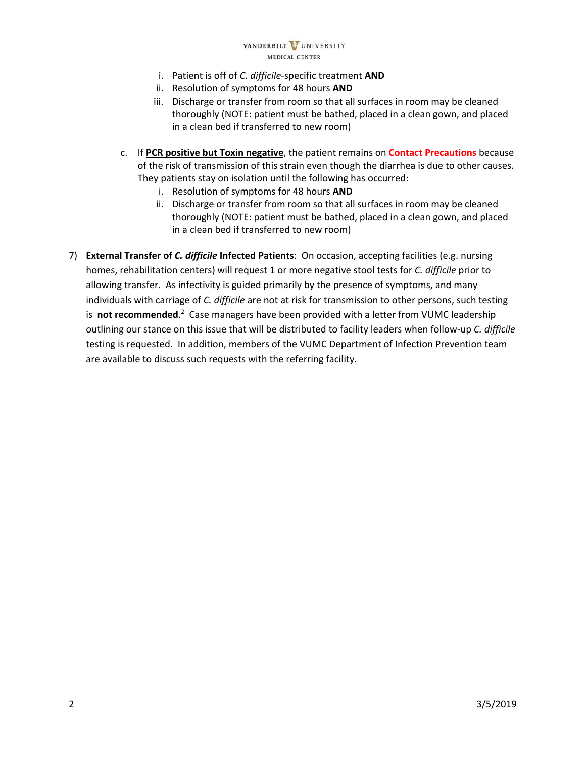i. Patient is off of *C. difficile*-specific treatment **AND**
   ii. Resolution of symptoms for 48 hours **AND**
   iii. Discharge or transfer from room so that all surfaces in room may be cleaned thoroughly (NOTE: patient must be bathed, placed in a clean gown, and placed in a clean bed if transferred to new room)

c. If **PCR positive but Toxin negative**, the patient remains on **Contact Precautions** because of the risk of transmission of this strain even though the diarrhea is due to other causes. They patients stay on isolation until the following has occurred:
   i. Resolution of symptoms for 48 hours **AND**
   ii. Discharge or transfer from room so that all surfaces in room may be cleaned thoroughly (NOTE: patient must be bathed, placed in a clean gown, and placed in a clean bed if transferred to new room)

7) **External Transfer of *C. difficile* Infected Patients**: On occasion, accepting facilities (e.g. nursing homes, rehabilitation centers) will request 1 or more negative stool tests for *C. difficile* prior to allowing transfer. As infectivity is guided primarily by the presence of symptoms, and many individuals with carriage of *C. difficile* are not at risk for transmission to other persons, such testing is **not recommended**.[2] Case managers have been provided with a letter from VUMC leadership outlining our stance on this issue that will be distributed to facility leaders when follow-up *C. difficile* testing is requested. In addition, members of the VUMC Department of Infection Prevention team are available to discuss such requests with the referring facility.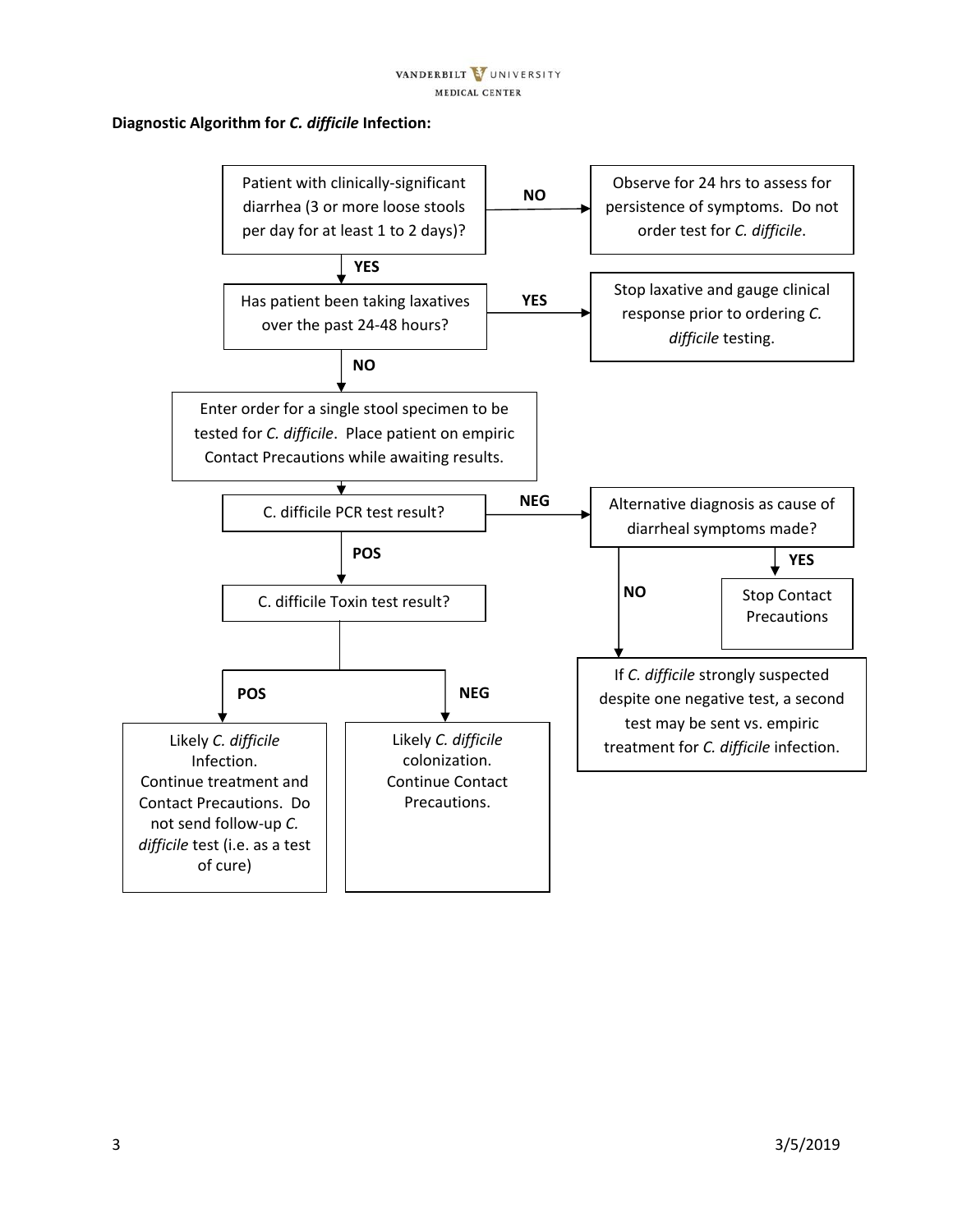**Diagnostic Algorithm for *C. difficile* Infection:**

- **Patient with clinically-significant diarrhea (3 or more loose stools per day for at least 1 to 2 days)?**
  - **NO** → Observe for 24 hrs to assess for persistence of symptoms. Do not order test for *C. difficile*.
  - **YES** → **Has patient been taking laxatives over the past 24-48 hours?**
    - **YES** → Stop laxative and gauge clinical response prior to ordering *C. difficile* testing.
    - **NO** → Enter order for a single stool specimen to be tested for *C. difficile*. Place patient on empiric Contact Precautions while awaiting results.
      - **C. difficile PCR test result?**
        - **NEG** → **Alternative diagnosis as cause of diarrheal symptoms made?**
          - **YES** → Stop Contact Precautions
          - **NO** → If *C. difficile* strongly suspected despite one negative test, a second test may be sent vs. empiric treatment for *C. difficile* infection.
        - **POS** → **C. difficile Toxin test result?**
          - **POS** → Likely *C. difficile* Infection. Continue treatment and Contact Precautions. Do not send follow-up *C. difficile* test (i.e. as a test of cure)
          - **NEG** → Likely *C. difficile* colonization. Continue Contact Precautions.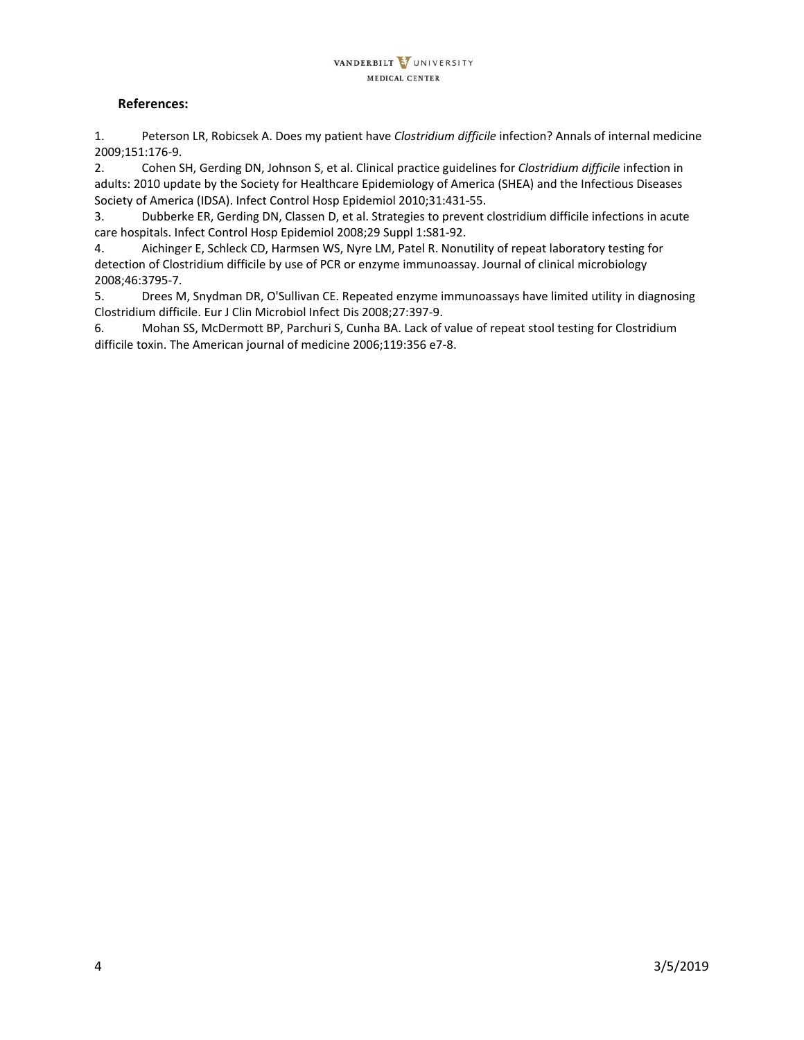**References:**

1. Peterson LR, Robicsek A. Does my patient have *Clostridium difficile* infection? Annals of internal medicine 2009;151:176-9.
2. Cohen SH, Gerding DN, Johnson S, et al. Clinical practice guidelines for *Clostridium difficile* infection in adults: 2010 update by the Society for Healthcare Epidemiology of America (SHEA) and the Infectious Diseases Society of America (IDSA). Infect Control Hosp Epidemiol 2010;31:431-55.
3. Dubberke ER, Gerding DN, Classen D, et al. Strategies to prevent clostridium difficile infections in acute care hospitals. Infect Control Hosp Epidemiol 2008;29 Suppl 1:S81-92.
4. Aichinger E, Schleck CD, Harmsen WS, Nyre LM, Patel R. Nonutility of repeat laboratory testing for detection of Clostridium difficile by use of PCR or enzyme immunoassay. Journal of clinical microbiology 2008;46:3795-7.
5. Drees M, Snydman DR, O'Sullivan CE. Repeated enzyme immunoassays have limited utility in diagnosing Clostridium difficile. Eur J Clin Microbiol Infect Dis 2008;27:397-9.
6. Mohan SS, McDermott BP, Parchuri S, Cunha BA. Lack of value of repeat stool testing for Clostridium difficile toxin. The American journal of medicine 2006;119:356 e7-8.